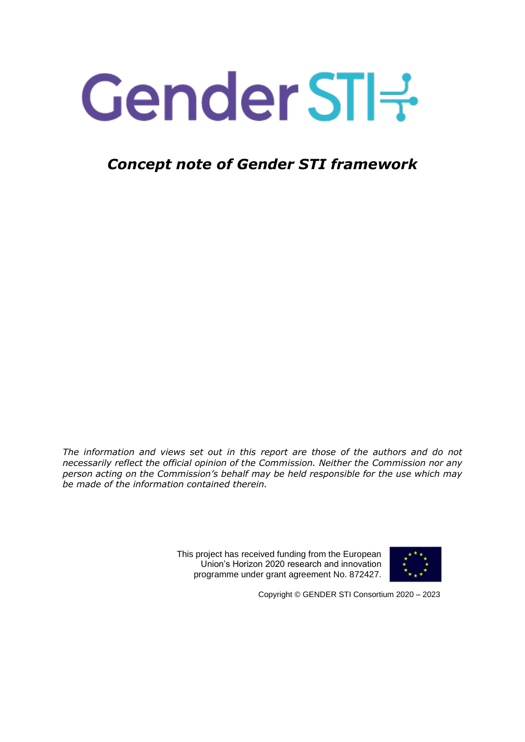# Gender STI

***Concept note of Gender STI framework***

*The information and views set out in this report are those of the authors and do not necessarily reflect the official opinion of the Commission. Neither the Commission nor any person acting on the Commission's behalf may be held responsible for the use which may be made of the information contained therein.*

This project has received funding from the European Union's Horizon 2020 research and innovation programme under grant agreement No. 872427.

Copyright © GENDER STI Consortium 2020 – 2023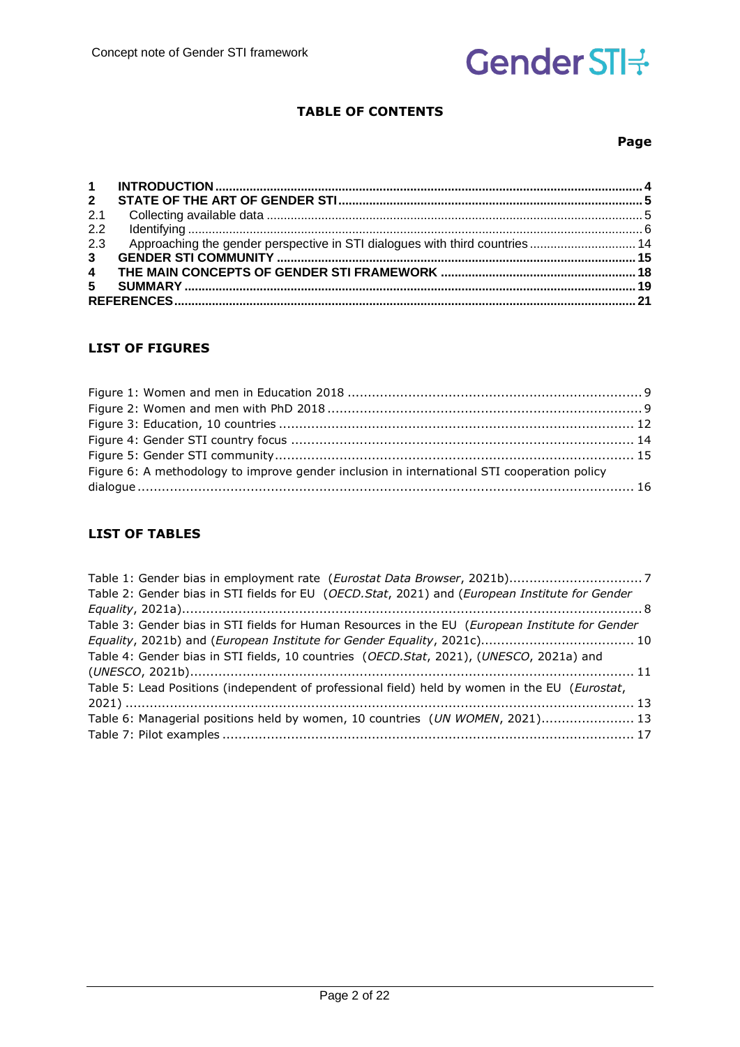**TABLE OF CONTENTS**

**Page**

| | | |
|---|---|---|
| **1** | **INTRODUCTION** | **4** |
| **2** | **STATE OF THE ART OF GENDER STI** | **5** |
| 2.1 | Collecting available data | 5 |
| 2.2 | Identifying | 6 |
| 2.3 | Approaching the gender perspective in STI dialogues with third countries | 14 |
| **3** | **GENDER STI COMMUNITY** | **15** |
| **4** | **THE MAIN CONCEPTS OF GENDER STI FRAMEWORK** | **18** |
| **5** | **SUMMARY** | **19** |
| **REFERENCES** | | **21** |

**LIST OF FIGURES**

Figure 1: Women and men in Education 2018 .......... 9
Figure 2: Women and men with PhD 2018 .......... 9
Figure 3: Education, 10 countries .......... 12
Figure 4: Gender STI country focus .......... 14
Figure 5: Gender STI community .......... 15
Figure 6: A methodology to improve gender inclusion in international STI cooperation policy dialogue .......... 16

**LIST OF TABLES**

Table 1: Gender bias in employment rate (*Eurostat Data Browser*, 2021b) .......... 7
Table 2: Gender bias in STI fields for EU (*OECD.Stat*, 2021) and (*European Institute for Gender Equality*, 2021a) .......... 8
Table 3: Gender bias in STI fields for Human Resources in the EU (*European Institute for Gender Equality*, 2021b) and (*European Institute for Gender Equality*, 2021c) .......... 10
Table 4: Gender bias in STI fields, 10 countries (*OECD.Stat*, 2021), (*UNESCO*, 2021a) and (*UNESCO*, 2021b) .......... 11
Table 5: Lead Positions (independent of professional field) held by women in the EU (*Eurostat*, 2021) .......... 13
Table 6: Managerial positions held by women, 10 countries (*UN WOMEN*, 2021) .......... 13
Table 7: Pilot examples .......... 17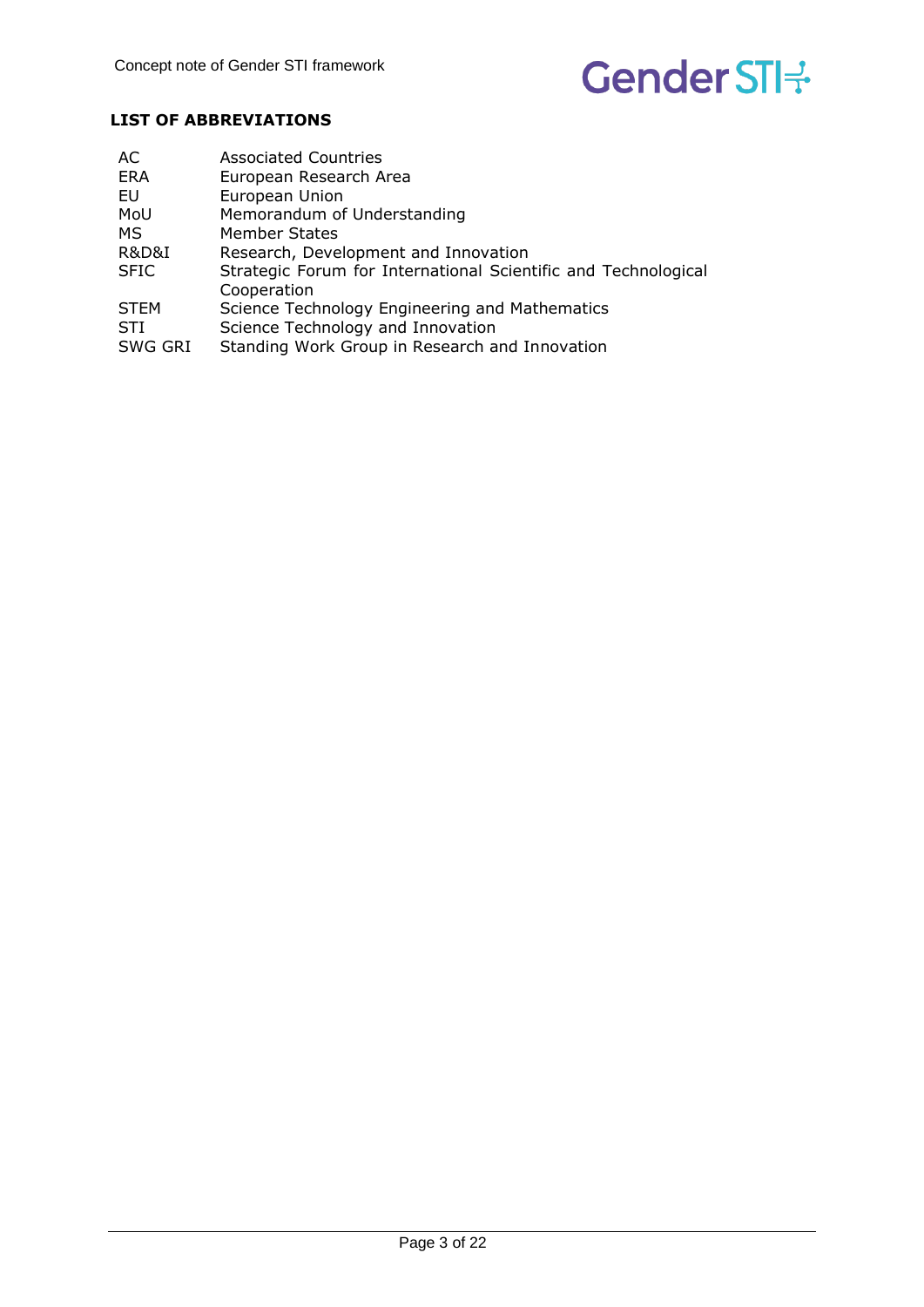## LIST OF ABBREVIATIONS

| | |
|---|---|
| AC | Associated Countries |
| ERA | European Research Area |
| EU | European Union |
| MoU | Memorandum of Understanding |
| MS | Member States |
| R&D&I | Research, Development and Innovation |
| SFIC | Strategic Forum for International Scientific and Technological Cooperation |
| STEM | Science Technology Engineering and Mathematics |
| STI | Science Technology and Innovation |
| SWG GRI | Standing Work Group in Research and Innovation |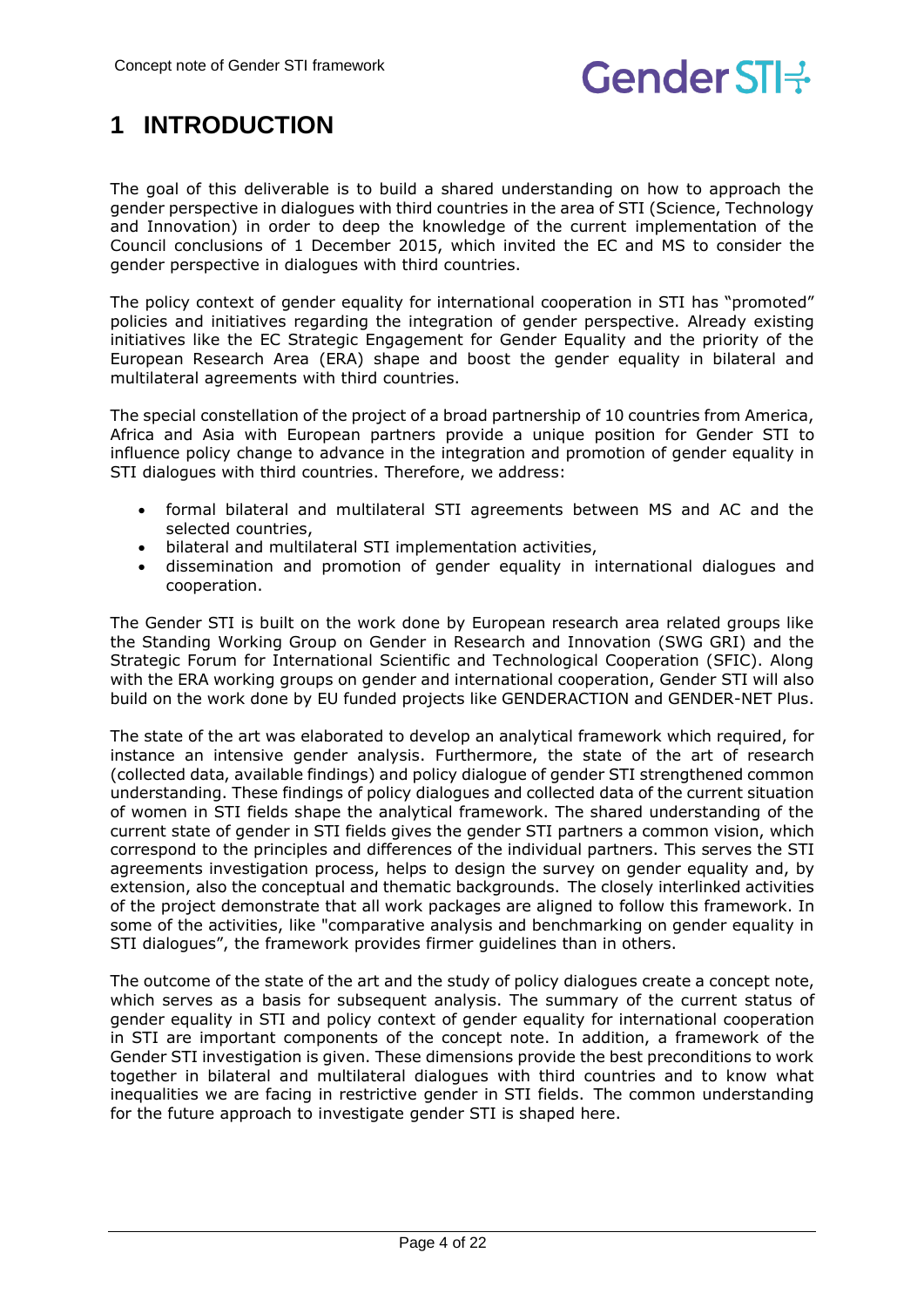# 1 INTRODUCTION

The goal of this deliverable is to build a shared understanding on how to approach the gender perspective in dialogues with third countries in the area of STI (Science, Technology and Innovation) in order to deep the knowledge of the current implementation of the Council conclusions of 1 December 2015, which invited the EC and MS to consider the gender perspective in dialogues with third countries.

The policy context of gender equality for international cooperation in STI has "promoted" policies and initiatives regarding the integration of gender perspective. Already existing initiatives like the EC Strategic Engagement for Gender Equality and the priority of the European Research Area (ERA) shape and boost the gender equality in bilateral and multilateral agreements with third countries.

The special constellation of the project of a broad partnership of 10 countries from America, Africa and Asia with European partners provide a unique position for Gender STI to influence policy change to advance in the integration and promotion of gender equality in STI dialogues with third countries. Therefore, we address:

- formal bilateral and multilateral STI agreements between MS and AC and the selected countries,
- bilateral and multilateral STI implementation activities,
- dissemination and promotion of gender equality in international dialogues and cooperation.

The Gender STI is built on the work done by European research area related groups like the Standing Working Group on Gender in Research and Innovation (SWG GRI) and the Strategic Forum for International Scientific and Technological Cooperation (SFIC). Along with the ERA working groups on gender and international cooperation, Gender STI will also build on the work done by EU funded projects like GENDERACTION and GENDER-NET Plus.

The state of the art was elaborated to develop an analytical framework which required, for instance an intensive gender analysis. Furthermore, the state of the art of research (collected data, available findings) and policy dialogue of gender STI strengthened common understanding. These findings of policy dialogues and collected data of the current situation of women in STI fields shape the analytical framework. The shared understanding of the current state of gender in STI fields gives the gender STI partners a common vision, which correspond to the principles and differences of the individual partners. This serves the STI agreements investigation process, helps to design the survey on gender equality and, by extension, also the conceptual and thematic backgrounds. The closely interlinked activities of the project demonstrate that all work packages are aligned to follow this framework. In some of the activities, like "comparative analysis and benchmarking on gender equality in STI dialogues", the framework provides firmer guidelines than in others.

The outcome of the state of the art and the study of policy dialogues create a concept note, which serves as a basis for subsequent analysis. The summary of the current status of gender equality in STI and policy context of gender equality for international cooperation in STI are important components of the concept note. In addition, a framework of the Gender STI investigation is given. These dimensions provide the best preconditions to work together in bilateral and multilateral dialogues with third countries and to know what inequalities we are facing in restrictive gender in STI fields. The common understanding for the future approach to investigate gender STI is shaped here.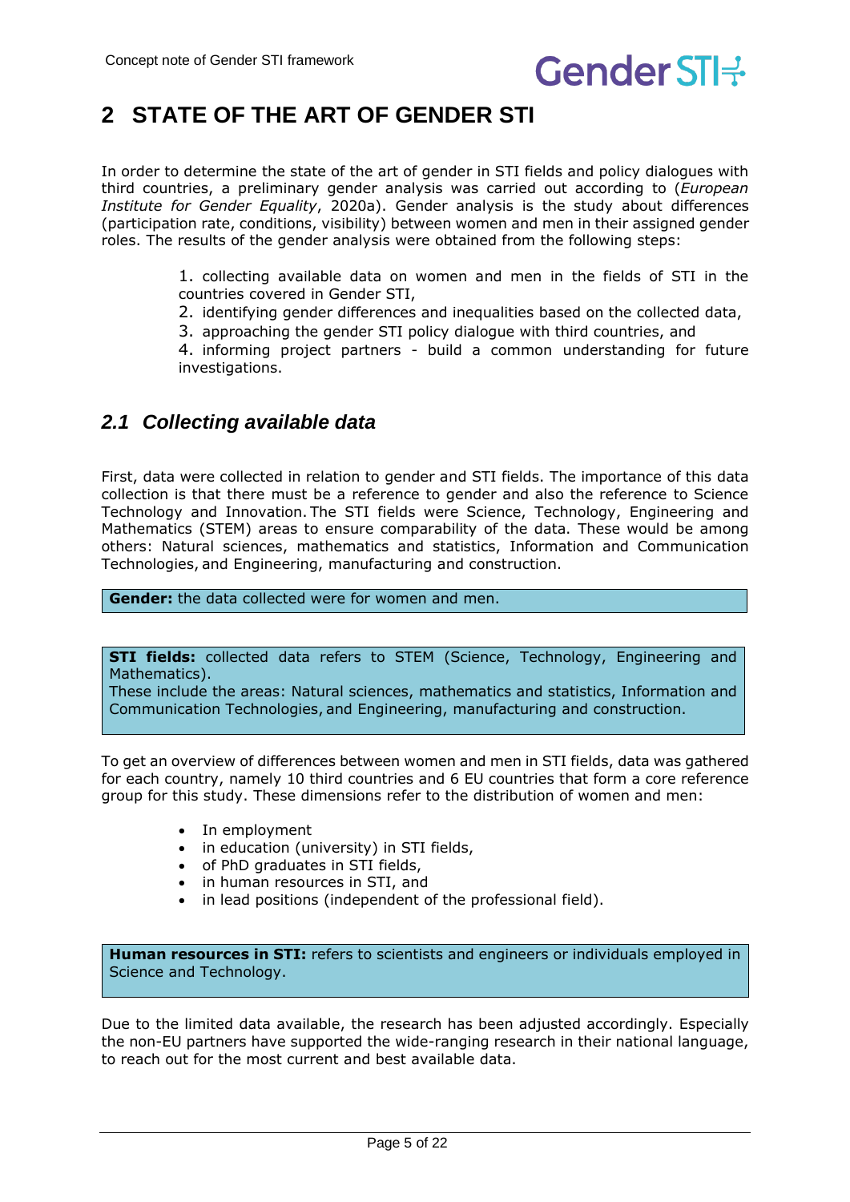# 2 STATE OF THE ART OF GENDER STI

In order to determine the state of the art of gender in STI fields and policy dialogues with third countries, a preliminary gender analysis was carried out according to (*European Institute for Gender Equality*, 2020a). Gender analysis is the study about differences (participation rate, conditions, visibility) between women and men in their assigned gender roles. The results of the gender analysis were obtained from the following steps:

1. collecting available data on women and men in the fields of STI in the countries covered in Gender STI,
2. identifying gender differences and inequalities based on the collected data,
3. approaching the gender STI policy dialogue with third countries, and
4. informing project partners - build a common understanding for future investigations.

## *2.1 Collecting available data*

First, data were collected in relation to gender and STI fields. The importance of this data collection is that there must be a reference to gender and also the reference to Science Technology and Innovation. The STI fields were Science, Technology, Engineering and Mathematics (STEM) areas to ensure comparability of the data. These would be among others: Natural sciences, mathematics and statistics, Information and Communication Technologies, and Engineering, manufacturing and construction.

**Gender:** the data collected were for women and men.

**STI fields:** collected data refers to STEM (Science, Technology, Engineering and Mathematics).
These include the areas: Natural sciences, mathematics and statistics, Information and Communication Technologies, and Engineering, manufacturing and construction.

To get an overview of differences between women and men in STI fields, data was gathered for each country, namely 10 third countries and 6 EU countries that form a core reference group for this study. These dimensions refer to the distribution of women and men:

- In employment
- in education (university) in STI fields,
- of PhD graduates in STI fields,
- in human resources in STI, and
- in lead positions (independent of the professional field).

**Human resources in STI:** refers to scientists and engineers or individuals employed in Science and Technology.

Due to the limited data available, the research has been adjusted accordingly. Especially the non-EU partners have supported the wide-ranging research in their national language, to reach out for the most current and best available data.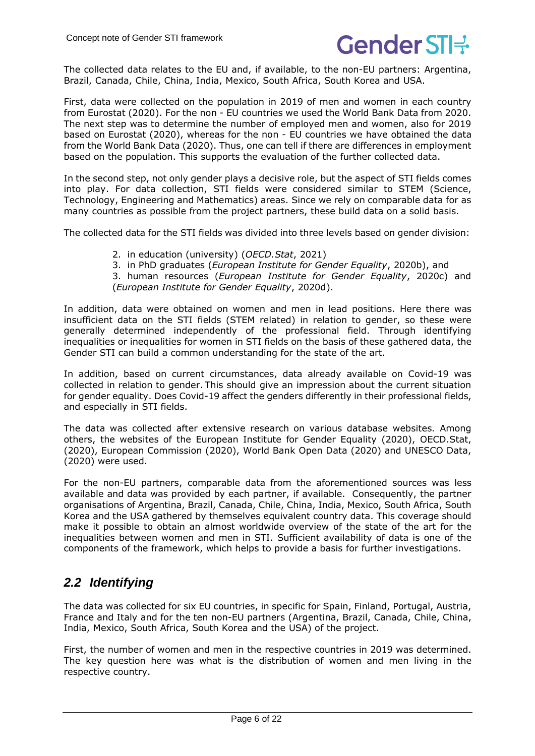The collected data relates to the EU and, if available, to the non-EU partners: Argentina, Brazil, Canada, Chile, China, India, Mexico, South Africa, South Korea and USA.

First, data were collected on the population in 2019 of men and women in each country from Eurostat (2020). For the non - EU countries we used the World Bank Data from 2020. The next step was to determine the number of employed men and women, also for 2019 based on Eurostat (2020), whereas for the non - EU countries we have obtained the data from the World Bank Data (2020). Thus, one can tell if there are differences in employment based on the population. This supports the evaluation of the further collected data.

In the second step, not only gender plays a decisive role, but the aspect of STI fields comes into play. For data collection, STI fields were considered similar to STEM (Science, Technology, Engineering and Mathematics) areas. Since we rely on comparable data for as many countries as possible from the project partners, these build data on a solid basis.

The collected data for the STI fields was divided into three levels based on gender division:

2. in education (university) (*OECD.Stat*, 2021)
3. in PhD graduates (*European Institute for Gender Equality*, 2020b), and
3. human resources (*European Institute for Gender Equality*, 2020c) and (*European Institute for Gender Equality*, 2020d).

In addition, data were obtained on women and men in lead positions. Here there was insufficient data on the STI fields (STEM related) in relation to gender, so these were generally determined independently of the professional field. Through identifying inequalities or inequalities for women in STI fields on the basis of these gathered data, the Gender STI can build a common understanding for the state of the art.

In addition, based on current circumstances, data already available on Covid-19 was collected in relation to gender. This should give an impression about the current situation for gender equality. Does Covid-19 affect the genders differently in their professional fields, and especially in STI fields.

The data was collected after extensive research on various database websites. Among others, the websites of the European Institute for Gender Equality (2020), OECD.Stat, (2020), European Commission (2020), World Bank Open Data (2020) and UNESCO Data, (2020) were used.

For the non-EU partners, comparable data from the aforementioned sources was less available and data was provided by each partner, if available. Consequently, the partner organisations of Argentina, Brazil, Canada, Chile, China, India, Mexico, South Africa, South Korea and the USA gathered by themselves equivalent country data. This coverage should make it possible to obtain an almost worldwide overview of the state of the art for the inequalities between women and men in STI. Sufficient availability of data is one of the components of the framework, which helps to provide a basis for further investigations.

## *2.2 Identifying*

The data was collected for six EU countries, in specific for Spain, Finland, Portugal, Austria, France and Italy and for the ten non-EU partners (Argentina, Brazil, Canada, Chile, China, India, Mexico, South Africa, South Korea and the USA) of the project.

First, the number of women and men in the respective countries in 2019 was determined. The key question here was what is the distribution of women and men living in the respective country.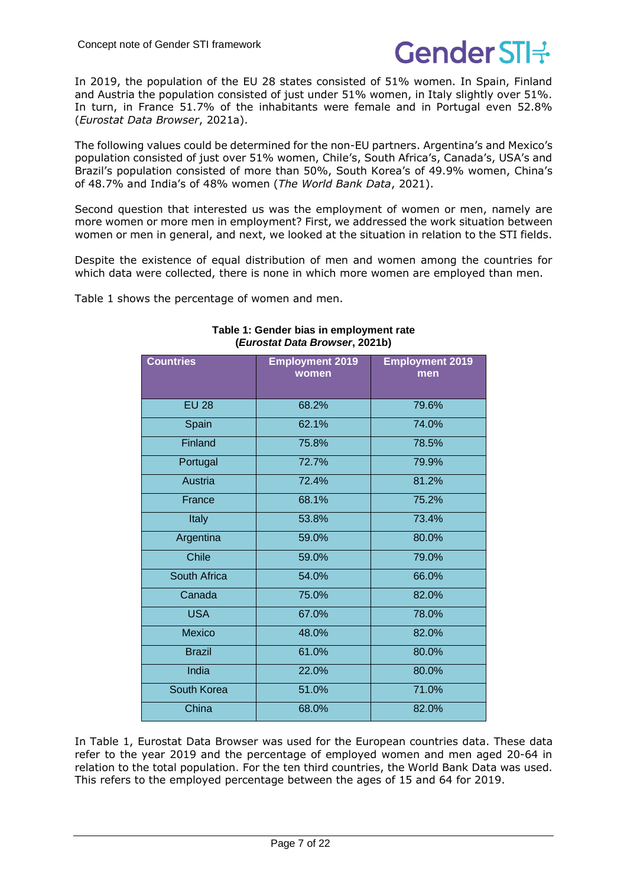In 2019, the population of the EU 28 states consisted of 51% women. In Spain, Finland and Austria the population consisted of just under 51% women, in Italy slightly over 51%. In turn, in France 51.7% of the inhabitants were female and in Portugal even 52.8% (*Eurostat Data Browser*, 2021a).

The following values could be determined for the non-EU partners. Argentina's and Mexico's population consisted of just over 51% women, Chile's, South Africa's, Canada's, USA's and Brazil's population consisted of more than 50%, South Korea's of 49.9% women, China's of 48.7% and India's of 48% women (*The World Bank Data*, 2021).

Second question that interested us was the employment of women or men, namely are more women or more men in employment? First, we addressed the work situation between women or men in general, and next, we looked at the situation in relation to the STI fields.

Despite the existence of equal distribution of men and women among the countries for which data were collected, there is none in which more women are employed than men.

Table 1 shows the percentage of women and men.

**Table 1: Gender bias in employment rate (*Eurostat Data Browser*, 2021b)**

| Countries | Employment 2019 women | Employment 2019 men |
|---|---|---|
| EU 28 | 68.2% | 79.6% |
| Spain | 62.1% | 74.0% |
| Finland | 75.8% | 78.5% |
| Portugal | 72.7% | 79.9% |
| Austria | 72.4% | 81.2% |
| France | 68.1% | 75.2% |
| Italy | 53.8% | 73.4% |
| Argentina | 59.0% | 80.0% |
| Chile | 59.0% | 79.0% |
| South Africa | 54.0% | 66.0% |
| Canada | 75.0% | 82.0% |
| USA | 67.0% | 78.0% |
| Mexico | 48.0% | 82.0% |
| Brazil | 61.0% | 80.0% |
| India | 22.0% | 80.0% |
| South Korea | 51.0% | 71.0% |
| China | 68.0% | 82.0% |

In Table 1, Eurostat Data Browser was used for the European countries data. These data refer to the year 2019 and the percentage of employed women and men aged 20-64 in relation to the total population. For the ten third countries, the World Bank Data was used. This refers to the employed percentage between the ages of 15 and 64 for 2019.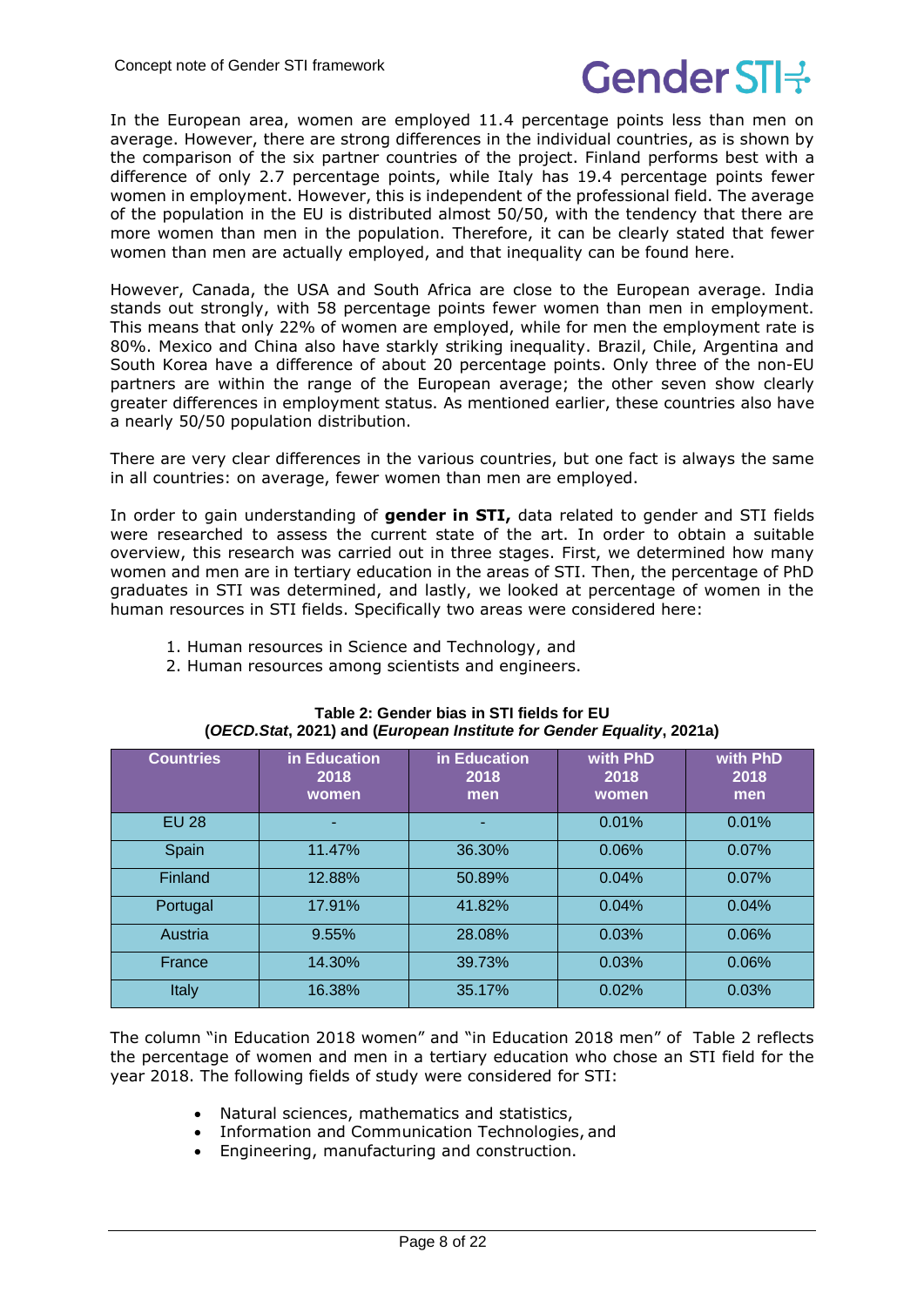In the European area, women are employed 11.4 percentage points less than men on average. However, there are strong differences in the individual countries, as is shown by the comparison of the six partner countries of the project. Finland performs best with a difference of only 2.7 percentage points, while Italy has 19.4 percentage points fewer women in employment. However, this is independent of the professional field. The average of the population in the EU is distributed almost 50/50, with the tendency that there are more women than men in the population. Therefore, it can be clearly stated that fewer women than men are actually employed, and that inequality can be found here.

However, Canada, the USA and South Africa are close to the European average. India stands out strongly, with 58 percentage points fewer women than men in employment. This means that only 22% of women are employed, while for men the employment rate is 80%. Mexico and China also have starkly striking inequality. Brazil, Chile, Argentina and South Korea have a difference of about 20 percentage points. Only three of the non-EU partners are within the range of the European average; the other seven show clearly greater differences in employment status. As mentioned earlier, these countries also have a nearly 50/50 population distribution.

There are very clear differences in the various countries, but one fact is always the same in all countries: on average, fewer women than men are employed.

In order to gain understanding of **gender in STI,** data related to gender and STI fields were researched to assess the current state of the art. In order to obtain a suitable overview, this research was carried out in three stages. First, we determined how many women and men are in tertiary education in the areas of STI. Then, the percentage of PhD graduates in STI was determined, and lastly, we looked at percentage of women in the human resources in STI fields. Specifically two areas were considered here:

1. Human resources in Science and Technology, and
2. Human resources among scientists and engineers.

**Table 2: Gender bias in STI fields for EU (*OECD.Stat*, 2021) and (*European Institute for Gender Equality*, 2021a)**

| Countries | in Education 2018 women | in Education 2018 men | with PhD 2018 women | with PhD 2018 men |
|---|---|---|---|---|
| EU 28 | - | - | 0.01% | 0.01% |
| Spain | 11.47% | 36.30% | 0.06% | 0.07% |
| Finland | 12.88% | 50.89% | 0.04% | 0.07% |
| Portugal | 17.91% | 41.82% | 0.04% | 0.04% |
| Austria | 9.55% | 28.08% | 0.03% | 0.06% |
| France | 14.30% | 39.73% | 0.03% | 0.06% |
| Italy | 16.38% | 35.17% | 0.02% | 0.03% |

The column "in Education 2018 women" and "in Education 2018 men" of Table 2 reflects the percentage of women and men in a tertiary education who chose an STI field for the year 2018. The following fields of study were considered for STI:

- Natural sciences, mathematics and statistics,
- Information and Communication Technologies, and
- Engineering, manufacturing and construction.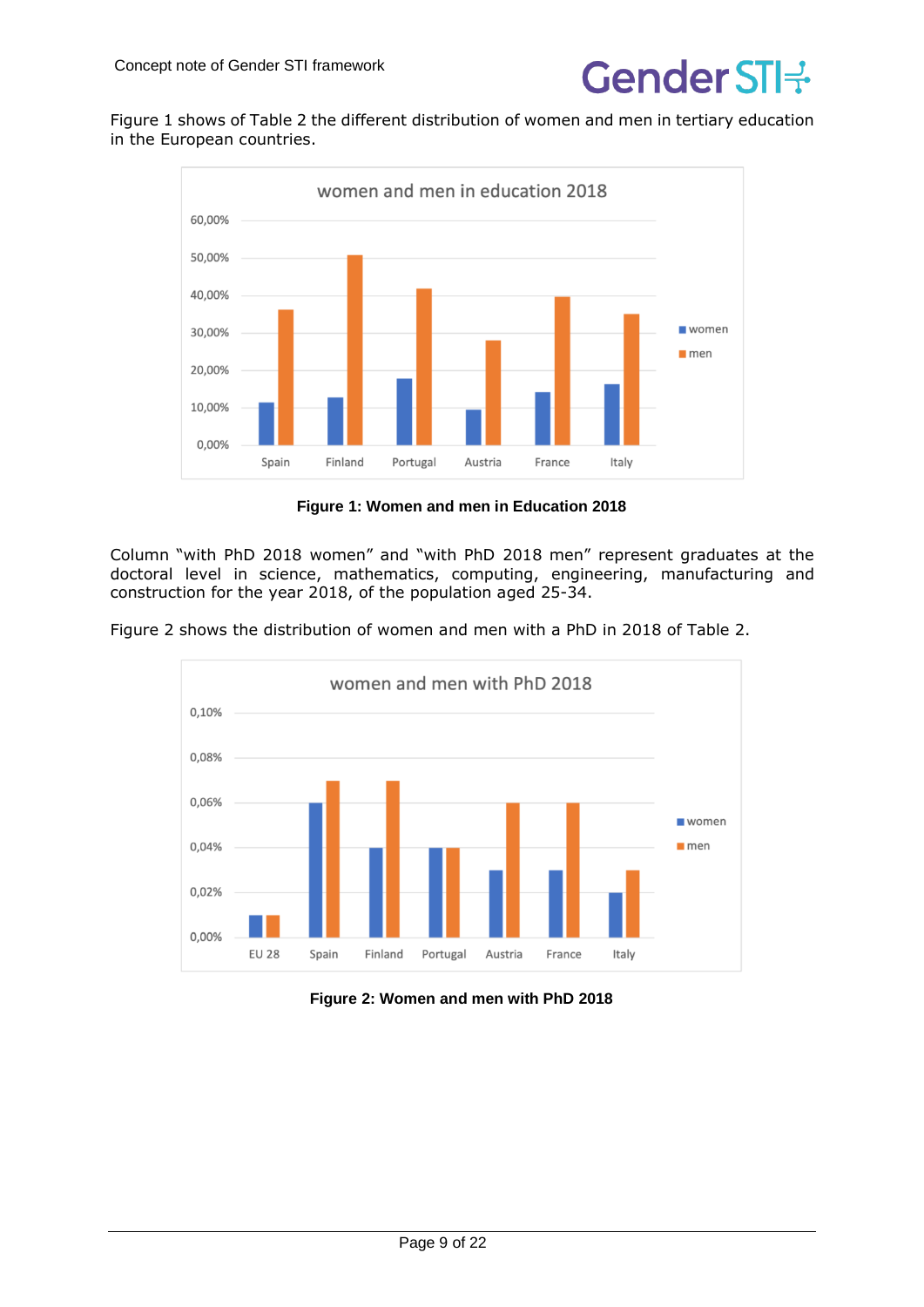Figure 1 shows of Table 2 the different distribution of women and men in tertiary education in the European countries.

**Figure 1: Women and men in Education 2018**

Column "with PhD 2018 women" and "with PhD 2018 men" represent graduates at the doctoral level in science, mathematics, computing, engineering, manufacturing and construction for the year 2018, of the population aged 25-34.

Figure 2 shows the distribution of women and men with a PhD in 2018 of Table 2.

**Figure 2: Women and men with PhD 2018**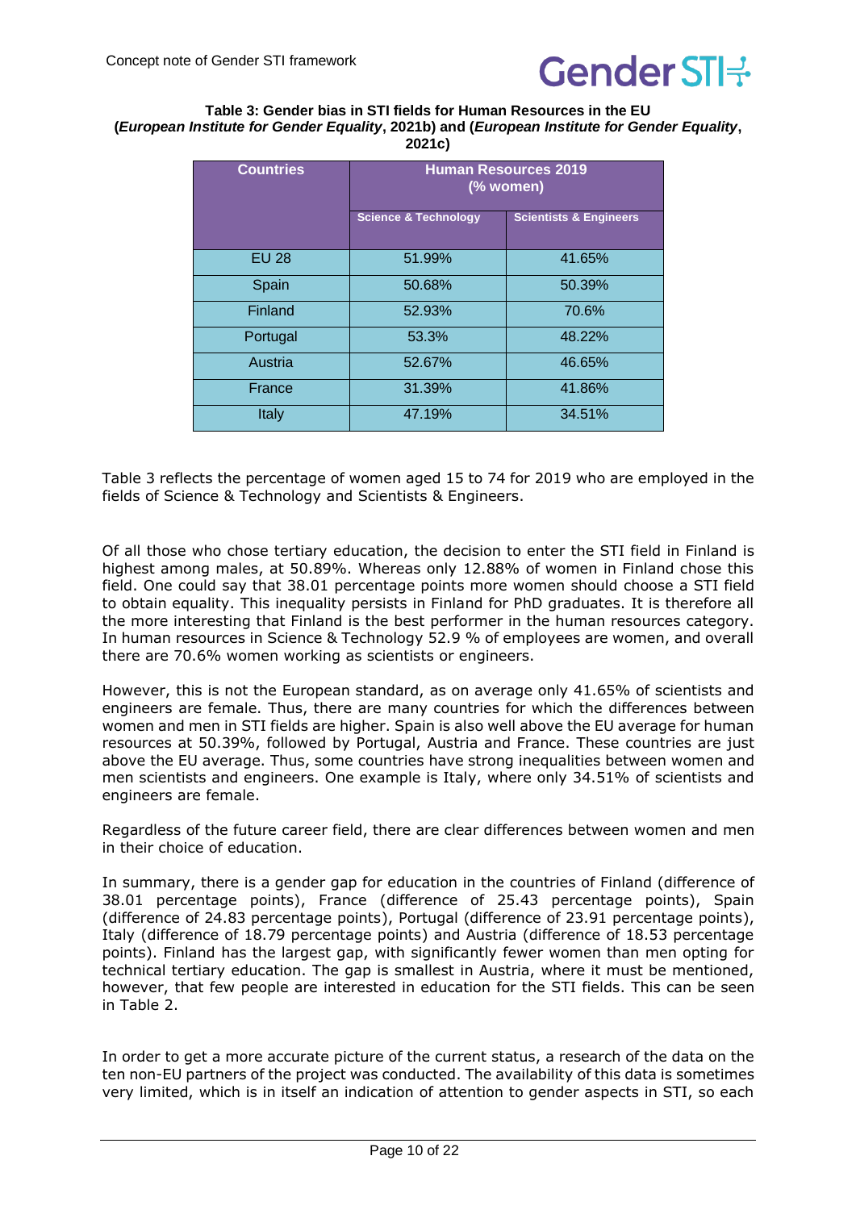**Table 3: Gender bias in STI fields for Human Resources in the EU (*European Institute for Gender Equality*, 2021b) and (*European Institute for Gender Equality*, 2021c)**

| Countries | Human Resources 2019 (% women) | |
|---|---|---|
| | Science & Technology | Scientists & Engineers |
| EU 28 | 51.99% | 41.65% |
| Spain | 50.68% | 50.39% |
| Finland | 52.93% | 70.6% |
| Portugal | 53.3% | 48.22% |
| Austria | 52.67% | 46.65% |
| France | 31.39% | 41.86% |
| Italy | 47.19% | 34.51% |

Table 3 reflects the percentage of women aged 15 to 74 for 2019 who are employed in the fields of Science & Technology and Scientists & Engineers.

Of all those who chose tertiary education, the decision to enter the STI field in Finland is highest among males, at 50.89%. Whereas only 12.88% of women in Finland chose this field. One could say that 38.01 percentage points more women should choose a STI field to obtain equality. This inequality persists in Finland for PhD graduates. It is therefore all the more interesting that Finland is the best performer in the human resources category. In human resources in Science & Technology 52.9 % of employees are women, and overall there are 70.6% women working as scientists or engineers.

However, this is not the European standard, as on average only 41.65% of scientists and engineers are female. Thus, there are many countries for which the differences between women and men in STI fields are higher. Spain is also well above the EU average for human resources at 50.39%, followed by Portugal, Austria and France. These countries are just above the EU average. Thus, some countries have strong inequalities between women and men scientists and engineers. One example is Italy, where only 34.51% of scientists and engineers are female.

Regardless of the future career field, there are clear differences between women and men in their choice of education.

In summary, there is a gender gap for education in the countries of Finland (difference of 38.01 percentage points), France (difference of 25.43 percentage points), Spain (difference of 24.83 percentage points), Portugal (difference of 23.91 percentage points), Italy (difference of 18.79 percentage points) and Austria (difference of 18.53 percentage points). Finland has the largest gap, with significantly fewer women than men opting for technical tertiary education. The gap is smallest in Austria, where it must be mentioned, however, that few people are interested in education for the STI fields. This can be seen in Table 2.

In order to get a more accurate picture of the current status, a research of the data on the ten non-EU partners of the project was conducted. The availability of this data is sometimes very limited, which is in itself an indication of attention to gender aspects in STI, so each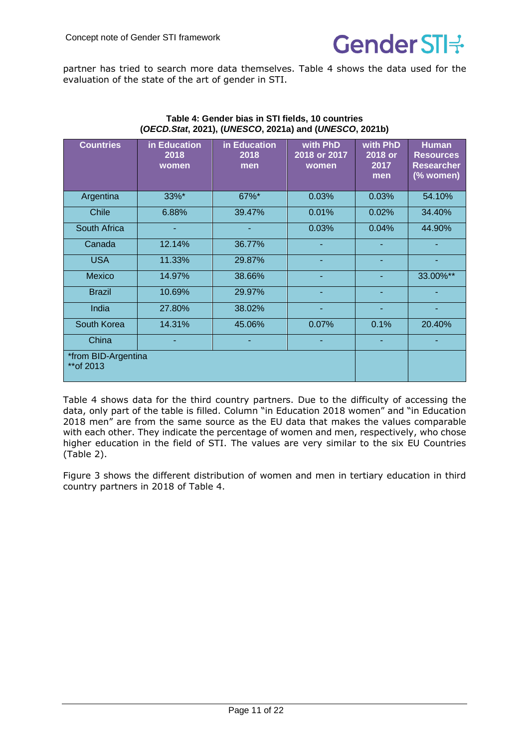partner has tried to search more data themselves. Table 4 shows the data used for the evaluation of the state of the art of gender in STI.

**Table 4: Gender bias in STI fields, 10 countries (*OECD.Stat*, 2021), (*UNESCO*, 2021a) and (*UNESCO*, 2021b)**

| Countries | in Education 2018 women | in Education 2018 men | with PhD 2018 or 2017 women | with PhD 2018 or 2017 men | Human Resources Researcher (% women) |
|---|---|---|---|---|---|
| Argentina | 33%* | 67%* | 0.03% | 0.03% | 54.10% |
| Chile | 6.88% | 39.47% | 0.01% | 0.02% | 34.40% |
| South Africa | - | - | 0.03% | 0.04% | 44.90% |
| Canada | 12.14% | 36.77% | - | - | - |
| USA | 11.33% | 29.87% | - | - | - |
| Mexico | 14.97% | 38.66% | - | - | 33.00%** |
| Brazil | 10.69% | 29.97% | - | - | - |
| India | 27.80% | 38.02% | - | - | - |
| South Korea | 14.31% | 45.06% | 0.07% | 0.1% | 20.40% |
| China | - | - | - | - | - |
| *from BID-Argentina<br>**of 2013 | | | | | |

Table 4 shows data for the third country partners. Due to the difficulty of accessing the data, only part of the table is filled. Column "in Education 2018 women" and "in Education 2018 men" are from the same source as the EU data that makes the values comparable with each other. They indicate the percentage of women and men, respectively, who chose higher education in the field of STI. The values are very similar to the six EU Countries (Table 2).

Figure 3 shows the different distribution of women and men in tertiary education in third country partners in 2018 of Table 4.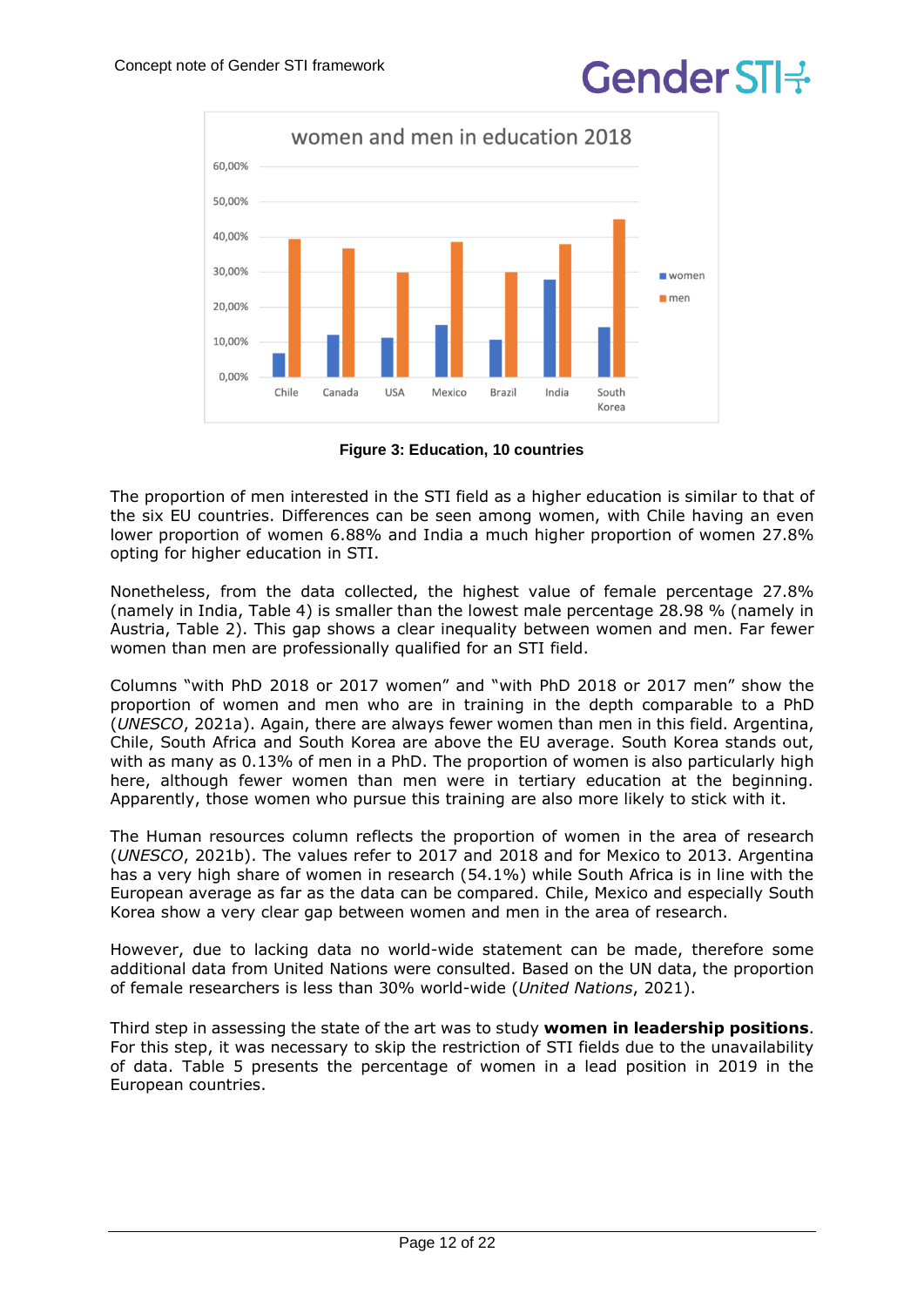**Figure 3: Education, 10 countries**

The proportion of men interested in the STI field as a higher education is similar to that of the six EU countries. Differences can be seen among women, with Chile having an even lower proportion of women 6.88% and India a much higher proportion of women 27.8% opting for higher education in STI.

Nonetheless, from the data collected, the highest value of female percentage 27.8% (namely in India, Table 4) is smaller than the lowest male percentage 28.98 % (namely in Austria, Table 2). This gap shows a clear inequality between women and men. Far fewer women than men are professionally qualified for an STI field.

Columns "with PhD 2018 or 2017 women" and "with PhD 2018 or 2017 men" show the proportion of women and men who are in training in the depth comparable to a PhD (*UNESCO*, 2021a). Again, there are always fewer women than men in this field. Argentina, Chile, South Africa and South Korea are above the EU average. South Korea stands out, with as many as 0.13% of men in a PhD. The proportion of women is also particularly high here, although fewer women than men were in tertiary education at the beginning. Apparently, those women who pursue this training are also more likely to stick with it.

The Human resources column reflects the proportion of women in the area of research (*UNESCO*, 2021b). The values refer to 2017 and 2018 and for Mexico to 2013. Argentina has a very high share of women in research (54.1%) while South Africa is in line with the European average as far as the data can be compared. Chile, Mexico and especially South Korea show a very clear gap between women and men in the area of research.

However, due to lacking data no world-wide statement can be made, therefore some additional data from United Nations were consulted. Based on the UN data, the proportion of female researchers is less than 30% world-wide (*United Nations*, 2021).

Third step in assessing the state of the art was to study **women in leadership positions**. For this step, it was necessary to skip the restriction of STI fields due to the unavailability of data. Table 5 presents the percentage of women in a lead position in 2019 in the European countries.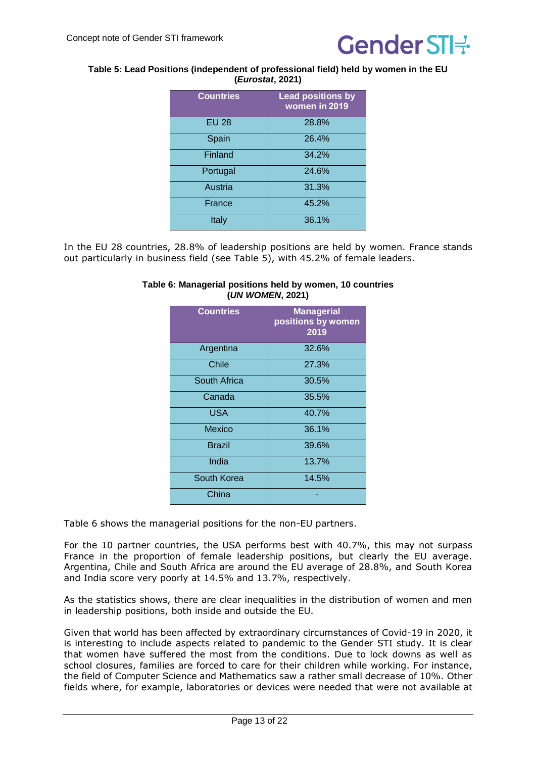**Table 5: Lead Positions (independent of professional field) held by women in the EU (*Eurostat*, 2021)**

| Countries | Lead positions by women in 2019 |
|---|---|
| EU 28 | 28.8% |
| Spain | 26.4% |
| Finland | 34.2% |
| Portugal | 24.6% |
| Austria | 31.3% |
| France | 45.2% |
| Italy | 36.1% |

In the EU 28 countries, 28.8% of leadership positions are held by women. France stands out particularly in business field (see Table 5), with 45.2% of female leaders.

**Table 6: Managerial positions held by women, 10 countries (*UN WOMEN*, 2021)**

| Countries | Managerial positions by women 2019 |
|---|---|
| Argentina | 32.6% |
| Chile | 27.3% |
| South Africa | 30.5% |
| Canada | 35.5% |
| USA | 40.7% |
| Mexico | 36.1% |
| Brazil | 39.6% |
| India | 13.7% |
| South Korea | 14.5% |
| China | - |

Table 6 shows the managerial positions for the non-EU partners.

For the 10 partner countries, the USA performs best with 40.7%, this may not surpass France in the proportion of female leadership positions, but clearly the EU average. Argentina, Chile and South Africa are around the EU average of 28.8%, and South Korea and India score very poorly at 14.5% and 13.7%, respectively.

As the statistics shows, there are clear inequalities in the distribution of women and men in leadership positions, both inside and outside the EU.

Given that world has been affected by extraordinary circumstances of Covid-19 in 2020, it is interesting to include aspects related to pandemic to the Gender STI study. It is clear that women have suffered the most from the conditions. Due to lock downs as well as school closures, families are forced to care for their children while working. For instance, the field of Computer Science and Mathematics saw a rather small decrease of 10%. Other fields where, for example, laboratories or devices were needed that were not available at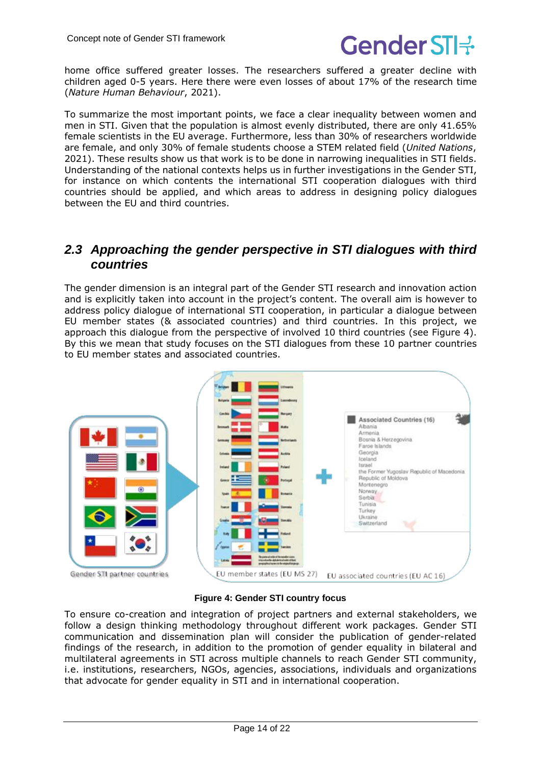home office suffered greater losses. The researchers suffered a greater decline with children aged 0-5 years. Here there were even losses of about 17% of the research time (*Nature Human Behaviour*, 2021).

To summarize the most important points, we face a clear inequality between women and men in STI. Given that the population is almost evenly distributed, there are only 41.65% female scientists in the EU average. Furthermore, less than 30% of researchers worldwide are female, and only 30% of female students choose a STEM related field (*United Nations*, 2021). These results show us that work is to be done in narrowing inequalities in STI fields. Understanding of the national contexts helps us in further investigations in the Gender STI, for instance on which contents the international STI cooperation dialogues with third countries should be applied, and which areas to address in designing policy dialogues between the EU and third countries.

## 2.3 Approaching the gender perspective in STI dialogues with third countries

The gender dimension is an integral part of the Gender STI research and innovation action and is explicitly taken into account in the project's content. The overall aim is however to address policy dialogue of international STI cooperation, in particular a dialogue between EU member states (& associated countries) and third countries. In this project, we approach this dialogue from the perspective of involved 10 third countries (see Figure 4). By this we mean that study focuses on the STI dialogues from these 10 partner countries to EU member states and associated countries.

**Figure 4: Gender STI country focus**

To ensure co-creation and integration of project partners and external stakeholders, we follow a design thinking methodology throughout different work packages. Gender STI communication and dissemination plan will consider the publication of gender-related findings of the research, in addition to the promotion of gender equality in bilateral and multilateral agreements in STI across multiple channels to reach Gender STI community, i.e. institutions, researchers, NGOs, agencies, associations, individuals and organizations that advocate for gender equality in STI and in international cooperation.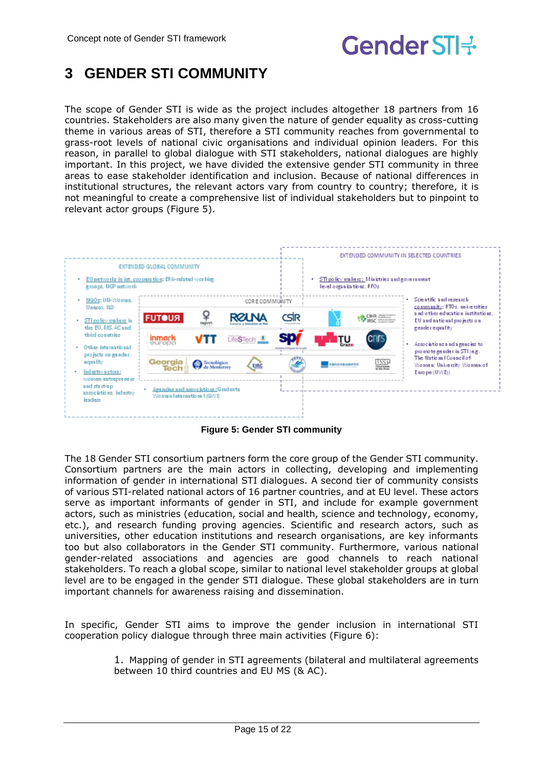# 3 GENDER STI COMMUNITY

The scope of Gender STI is wide as the project includes altogether 18 partners from 16 countries. Stakeholders are also many given the nature of gender equality as cross-cutting theme in various areas of STI, therefore a STI community reaches from governmental to grass-root levels of national civic organisations and individual opinion leaders. For this reason, in parallel to global dialogue with STI stakeholders, national dialogues are highly important. In this project, we have divided the extensive gender STI community in three areas to ease stakeholder identification and inclusion. Because of national differences in institutional structures, the relevant actors vary from country to country; therefore, it is not meaningful to create a comprehensive list of individual stakeholders but to pinpoint to relevant actor groups (Figure 5).

EXTENDED GLOBAL COMMUNITY

- EU networks in int. cooperation: ERA-related working groups, NCP network
- NGOs: UN-Women, Unesco, ILO
- STI policy makers in the EU, MS, AC and third countries
- Other international projects on gender equality
- Industry actors: women entrepreneur and start-up associations, industry leaders
- Agencies and associations: Graduate Women International (GWI)

CORE COMMUNITY

FUTOUR, tagoyt, RedCLARA/RCUNA, CSIR, CIHR IRSC, inmark europa, VTT, LifeSTech, SPI, TU Graz, CNRS, Georgia Tech, Tecnológico de Monterrey, EIRC, USP

EXTENDED COMMUNITY IN SELECTED COUNTRIES

- STI policy makers: Ministries and government level organisations, RFOs
- Scientific and research community: RTOs, universities and other education institutions, EU and national projects on gender equality
- Associations and agencies to promote gender in STI (e.g. The National Council of Women, University Women of Europe (UWE))

**Figure 5: Gender STI community**

The 18 Gender STI consortium partners form the core group of the Gender STI community. Consortium partners are the main actors in collecting, developing and implementing information of gender in international STI dialogues. A second tier of community consists of various STI-related national actors of 16 partner countries, and at EU level. These actors serve as important informants of gender in STI, and include for example government actors, such as ministries (education, social and health, science and technology, economy, etc.), and research funding proving agencies. Scientific and research actors, such as universities, other education institutions and research organisations, are key informants too but also collaborators in the Gender STI community. Furthermore, various national gender-related associations and agencies are good channels to reach national stakeholders. To reach a global scope, similar to national level stakeholder groups at global level are to be engaged in the gender STI dialogue. These global stakeholders are in turn important channels for awareness raising and dissemination.

In specific, Gender STI aims to improve the gender inclusion in international STI cooperation policy dialogue through three main activities (Figure 6):

1. Mapping of gender in STI agreements (bilateral and multilateral agreements between 10 third countries and EU MS (& AC).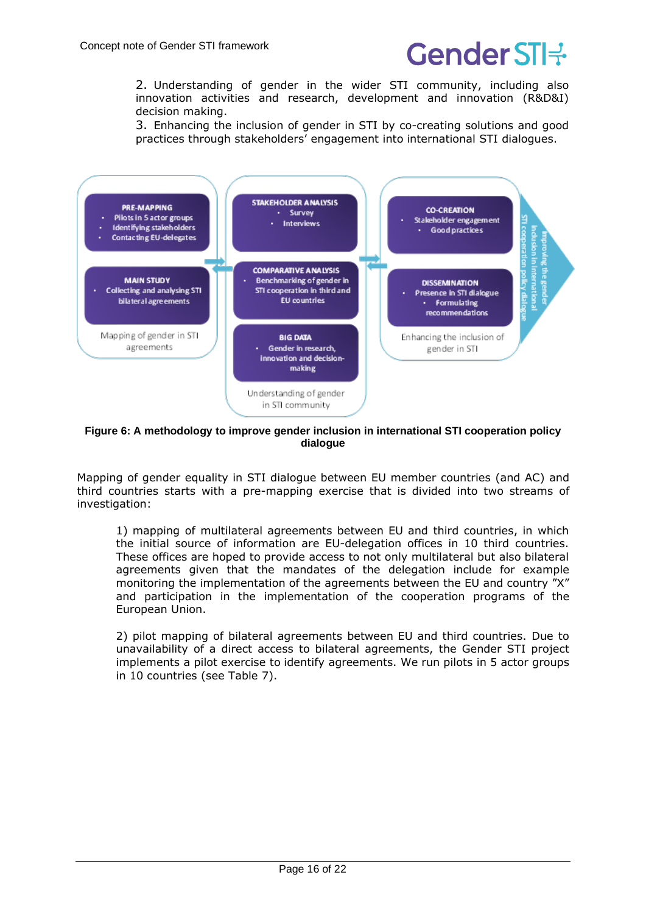2. Understanding of gender in the wider STI community, including also innovation activities and research, development and innovation (R&D&I) decision making.

3. Enhancing the inclusion of gender in STI by co-creating solutions and good practices through stakeholders' engagement into international STI dialogues.

**PRE-MAPPING**
- Pilots in 5 actor groups
- Identifying stakeholders
- Contacting EU-delegates

**MAIN STUDY**
- Collecting and analysing STI bilateral agreements

Mapping of gender in STI agreements

**STAKEHOLDER ANALYSIS**
- Survey
- Interviews

**COMPARATIVE ANALYSIS**
- Benchmarking of gender in STI cooperation in third and EU countries

**BIG DATA**
- Gender in research, innovation and decision-making

Understanding of gender in STI community

**CO-CREATION**
- Stakeholder engagement
- Good practices

**DISSEMINATION**
- Presence in STI dialogue
- Formulating recommendations

Enhancing the inclusion of gender in STI

Improving the gender inclusion in international STI cooperation policy dialogue

**Figure 6: A methodology to improve gender inclusion in international STI cooperation policy dialogue**

Mapping of gender equality in STI dialogue between EU member countries (and AC) and third countries starts with a pre-mapping exercise that is divided into two streams of investigation:

> 1) mapping of multilateral agreements between EU and third countries, in which the initial source of information are EU-delegation offices in 10 third countries. These offices are hoped to provide access to not only multilateral but also bilateral agreements given that the mandates of the delegation include for example monitoring the implementation of the agreements between the EU and country "X" and participation in the implementation of the cooperation programs of the European Union.
>
> 2) pilot mapping of bilateral agreements between EU and third countries. Due to unavailability of a direct access to bilateral agreements, the Gender STI project implements a pilot exercise to identify agreements. We run pilots in 5 actor groups in 10 countries (see Table 7).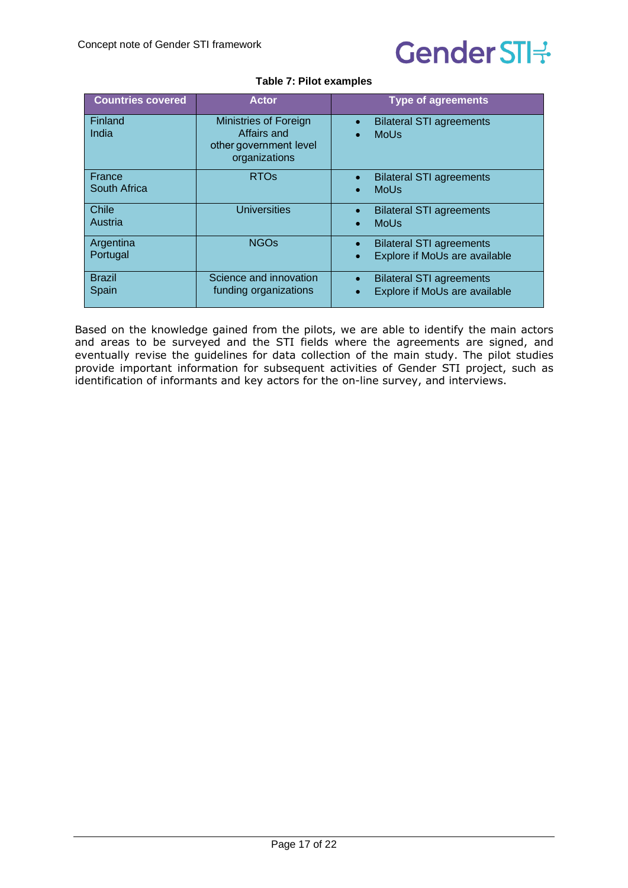**Table 7: Pilot examples**

| Countries covered | Actor | Type of agreements |
|---|---|---|
| Finland<br>India | Ministries of Foreign Affairs and other government level organizations | • Bilateral STI agreements<br>• MoUs |
| France<br>South Africa | RTOs | • Bilateral STI agreements<br>• MoUs |
| Chile<br>Austria | Universities | • Bilateral STI agreements<br>• MoUs |
| Argentina<br>Portugal | NGOs | • Bilateral STI agreements<br>• Explore if MoUs are available |
| Brazil<br>Spain | Science and innovation funding organizations | • Bilateral STI agreements<br>• Explore if MoUs are available |

Based on the knowledge gained from the pilots, we are able to identify the main actors and areas to be surveyed and the STI fields where the agreements are signed, and eventually revise the guidelines for data collection of the main study. The pilot studies provide important information for subsequent activities of Gender STI project, such as identification of informants and key actors for the on-line survey, and interviews.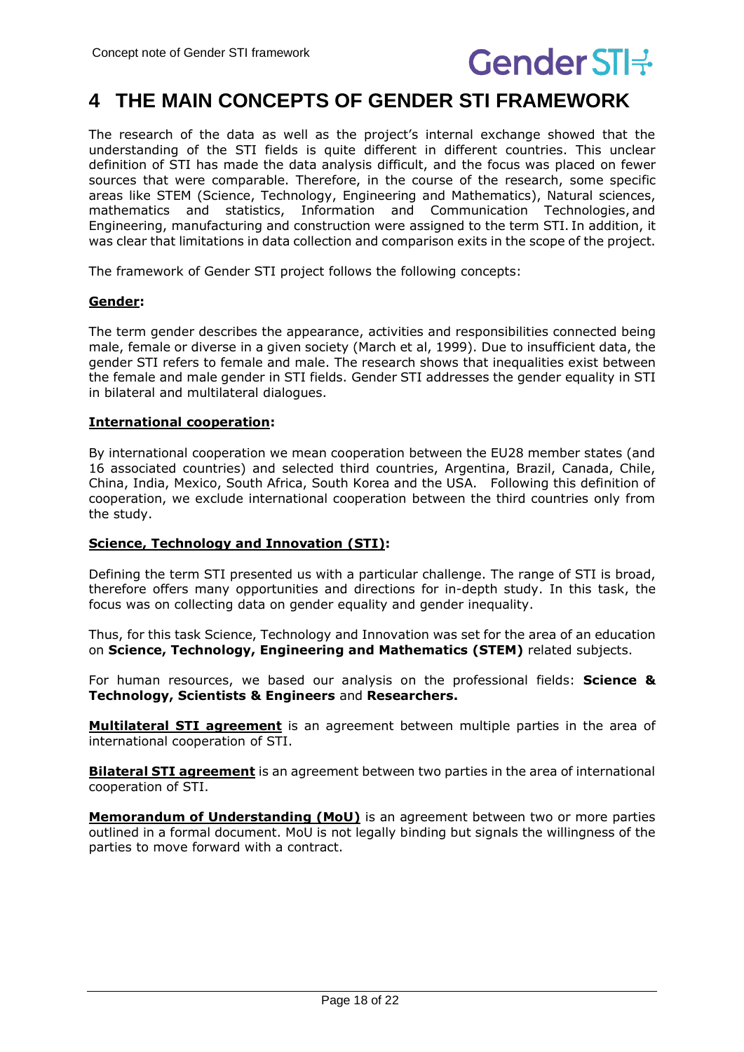# 4 THE MAIN CONCEPTS OF GENDER STI FRAMEWORK

The research of the data as well as the project's internal exchange showed that the understanding of the STI fields is quite different in different countries. This unclear definition of STI has made the data analysis difficult, and the focus was placed on fewer sources that were comparable. Therefore, in the course of the research, some specific areas like STEM (Science, Technology, Engineering and Mathematics), Natural sciences, mathematics and statistics, Information and Communication Technologies, and Engineering, manufacturing and construction were assigned to the term STI. In addition, it was clear that limitations in data collection and comparison exits in the scope of the project.

The framework of Gender STI project follows the following concepts:

**Gender:**

The term gender describes the appearance, activities and responsibilities connected being male, female or diverse in a given society (March et al, 1999). Due to insufficient data, the gender STI refers to female and male. The research shows that inequalities exist between the female and male gender in STI fields. Gender STI addresses the gender equality in STI in bilateral and multilateral dialogues.

**International cooperation:**

By international cooperation we mean cooperation between the EU28 member states (and 16 associated countries) and selected third countries, Argentina, Brazil, Canada, Chile, China, India, Mexico, South Africa, South Korea and the USA. Following this definition of cooperation, we exclude international cooperation between the third countries only from the study.

**Science, Technology and Innovation (STI):**

Defining the term STI presented us with a particular challenge. The range of STI is broad, therefore offers many opportunities and directions for in-depth study. In this task, the focus was on collecting data on gender equality and gender inequality.

Thus, for this task Science, Technology and Innovation was set for the area of an education on **Science, Technology, Engineering and Mathematics (STEM)** related subjects.

For human resources, we based our analysis on the professional fields: **Science & Technology, Scientists & Engineers** and **Researchers.**

**Multilateral STI agreement** is an agreement between multiple parties in the area of international cooperation of STI.

**Bilateral STI agreement** is an agreement between two parties in the area of international cooperation of STI.

**Memorandum of Understanding (MoU)** is an agreement between two or more parties outlined in a formal document. MoU is not legally binding but signals the willingness of the parties to move forward with a contract.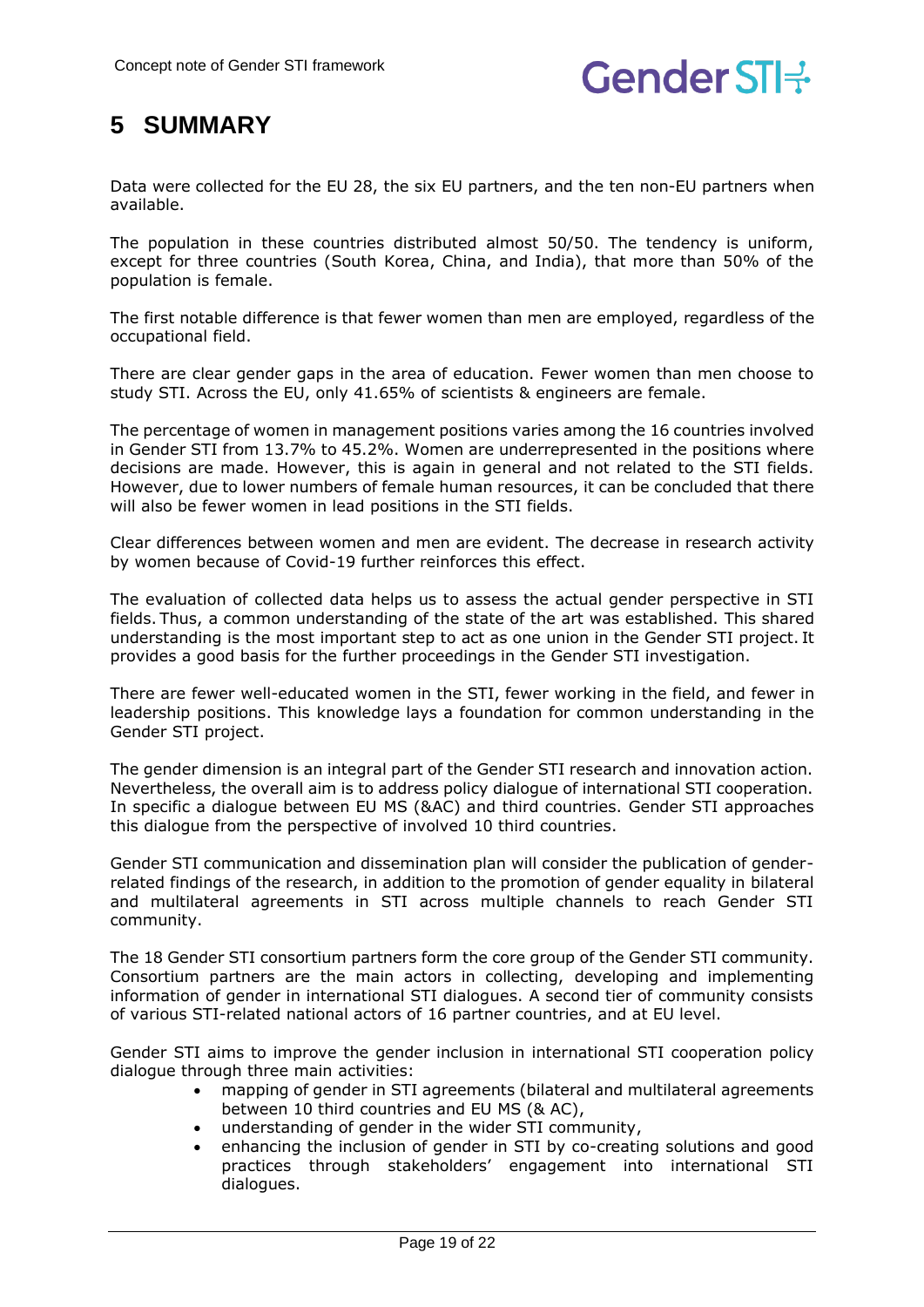# 5 SUMMARY

Data were collected for the EU 28, the six EU partners, and the ten non-EU partners when available.

The population in these countries distributed almost 50/50. The tendency is uniform, except for three countries (South Korea, China, and India), that more than 50% of the population is female.

The first notable difference is that fewer women than men are employed, regardless of the occupational field.

There are clear gender gaps in the area of education. Fewer women than men choose to study STI. Across the EU, only 41.65% of scientists & engineers are female.

The percentage of women in management positions varies among the 16 countries involved in Gender STI from 13.7% to 45.2%. Women are underrepresented in the positions where decisions are made. However, this is again in general and not related to the STI fields. However, due to lower numbers of female human resources, it can be concluded that there will also be fewer women in lead positions in the STI fields.

Clear differences between women and men are evident. The decrease in research activity by women because of Covid-19 further reinforces this effect.

The evaluation of collected data helps us to assess the actual gender perspective in STI fields. Thus, a common understanding of the state of the art was established. This shared understanding is the most important step to act as one union in the Gender STI project. It provides a good basis for the further proceedings in the Gender STI investigation.

There are fewer well-educated women in the STI, fewer working in the field, and fewer in leadership positions. This knowledge lays a foundation for common understanding in the Gender STI project.

The gender dimension is an integral part of the Gender STI research and innovation action. Nevertheless, the overall aim is to address policy dialogue of international STI cooperation. In specific a dialogue between EU MS (&AC) and third countries. Gender STI approaches this dialogue from the perspective of involved 10 third countries.

Gender STI communication and dissemination plan will consider the publication of gender-related findings of the research, in addition to the promotion of gender equality in bilateral and multilateral agreements in STI across multiple channels to reach Gender STI community.

The 18 Gender STI consortium partners form the core group of the Gender STI community. Consortium partners are the main actors in collecting, developing and implementing information of gender in international STI dialogues. A second tier of community consists of various STI-related national actors of 16 partner countries, and at EU level.

Gender STI aims to improve the gender inclusion in international STI cooperation policy dialogue through three main activities:

- mapping of gender in STI agreements (bilateral and multilateral agreements between 10 third countries and EU MS (& AC),
- understanding of gender in the wider STI community,
- enhancing the inclusion of gender in STI by co-creating solutions and good practices through stakeholders' engagement into international STI dialogues.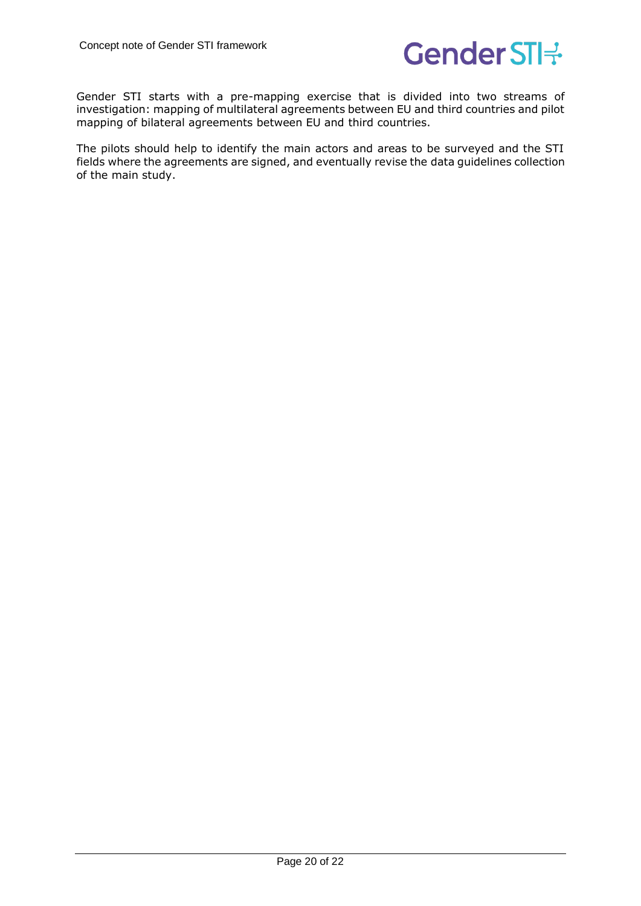Gender STI starts with a pre-mapping exercise that is divided into two streams of investigation: mapping of multilateral agreements between EU and third countries and pilot mapping of bilateral agreements between EU and third countries.

The pilots should help to identify the main actors and areas to be surveyed and the STI fields where the agreements are signed, and eventually revise the data guidelines collection of the main study.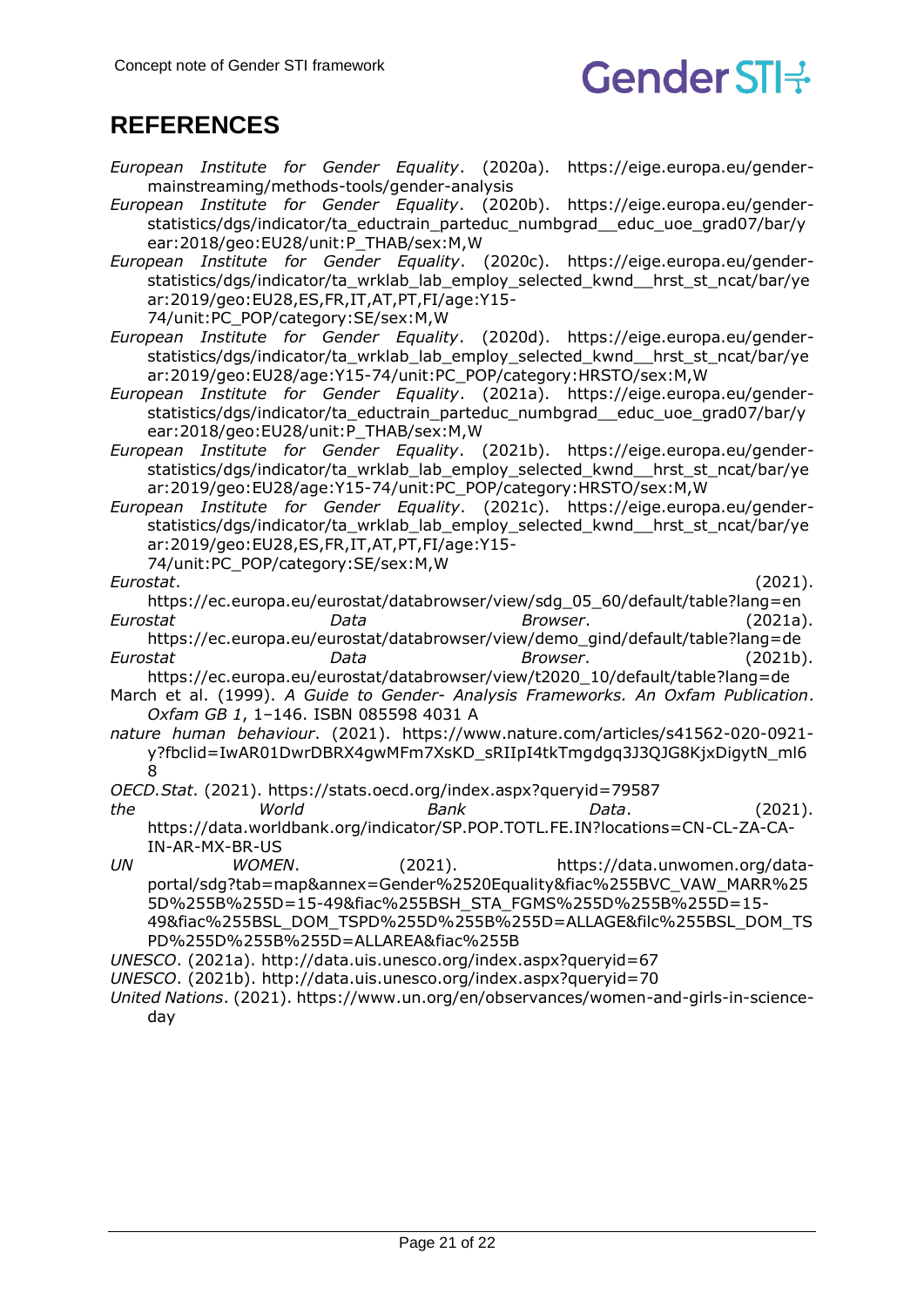# REFERENCES

*European Institute for Gender Equality*. (2020a). https://eige.europa.eu/gender-mainstreaming/methods-tools/gender-analysis

*European Institute for Gender Equality*. (2020b). https://eige.europa.eu/gender-statistics/dgs/indicator/ta_eductrain_parteduc_numbgrad__educ_uoe_grad07/bar/year:2018/geo:EU28/unit:P_THAB/sex:M,W

*European Institute for Gender Equality*. (2020c). https://eige.europa.eu/gender-statistics/dgs/indicator/ta_wrklab_lab_employ_selected_kwnd__hrst_st_ncat/bar/year:2019/geo:EU28,ES,FR,IT,AT,PT,FI/age:Y15-74/unit:PC_POP/category:SE/sex:M,W

*European Institute for Gender Equality*. (2020d). https://eige.europa.eu/gender-statistics/dgs/indicator/ta_wrklab_lab_employ_selected_kwnd__hrst_st_ncat/bar/year:2019/geo:EU28/age:Y15-74/unit:PC_POP/category:HRSTO/sex:M,W

*European Institute for Gender Equality*. (2021a). https://eige.europa.eu/gender-statistics/dgs/indicator/ta_eductrain_parteduc_numbgrad__educ_uoe_grad07/bar/year:2018/geo:EU28/unit:P_THAB/sex:M,W

*European Institute for Gender Equality*. (2021b). https://eige.europa.eu/gender-statistics/dgs/indicator/ta_wrklab_lab_employ_selected_kwnd__hrst_st_ncat/bar/year:2019/geo:EU28/age:Y15-74/unit:PC_POP/category:HRSTO/sex:M,W

*European Institute for Gender Equality*. (2021c). https://eige.europa.eu/gender-statistics/dgs/indicator/ta_wrklab_lab_employ_selected_kwnd__hrst_st_ncat/bar/year:2019/geo:EU28,ES,FR,IT,AT,PT,FI/age:Y15-74/unit:PC_POP/category:SE/sex:M,W

*Eurostat*. (2021). https://ec.europa.eu/eurostat/databrowser/view/sdg_05_60/default/table?lang=en

*Eurostat Data Browser*. (2021a). https://ec.europa.eu/eurostat/databrowser/view/demo_gind/default/table?lang=de

*Eurostat Data Browser*. (2021b). https://ec.europa.eu/eurostat/databrowser/view/t2020_10/default/table?lang=de

March et al. (1999). *A Guide to Gender- Analysis Frameworks. An Oxfam Publication*. *Oxfam GB 1*, 1–146. ISBN 085598 4031 A

*nature human behaviour*. (2021). https://www.nature.com/articles/s41562-020-0921-y?fbclid=IwAR01DwrDBRX4gwMFm7XsKD_sRIIpI4tkTmgdgq3J3QJG8KjxDigytN_ml68

*OECD.Stat*. (2021). https://stats.oecd.org/index.aspx?queryid=79587

*the World Bank Data*. (2021). https://data.worldbank.org/indicator/SP.POP.TOTL.FE.IN?locations=CN-CL-ZA-CA-IN-AR-MX-BR-US

*UN WOMEN*. (2021). https://data.unwomen.org/data-portal/sdg?tab=map&annex=Gender%2520Equality&fiac%255BVC_VAW_MARR%255D%255B%255D=15-49&fiac%255BSH_STA_FGMS%255D%255B%255D=15-49&fiac%255BSL_DOM_TSPD%255D%255B%255D=ALLAGE&filc%255BSL_DOM_TSPD%255D%255B%255D=ALLAREA&fiac%255B

*UNESCO*. (2021a). http://data.uis.unesco.org/index.aspx?queryid=67

*UNESCO*. (2021b). http://data.uis.unesco.org/index.aspx?queryid=70

*United Nations*. (2021). https://www.un.org/en/observances/women-and-girls-in-science-day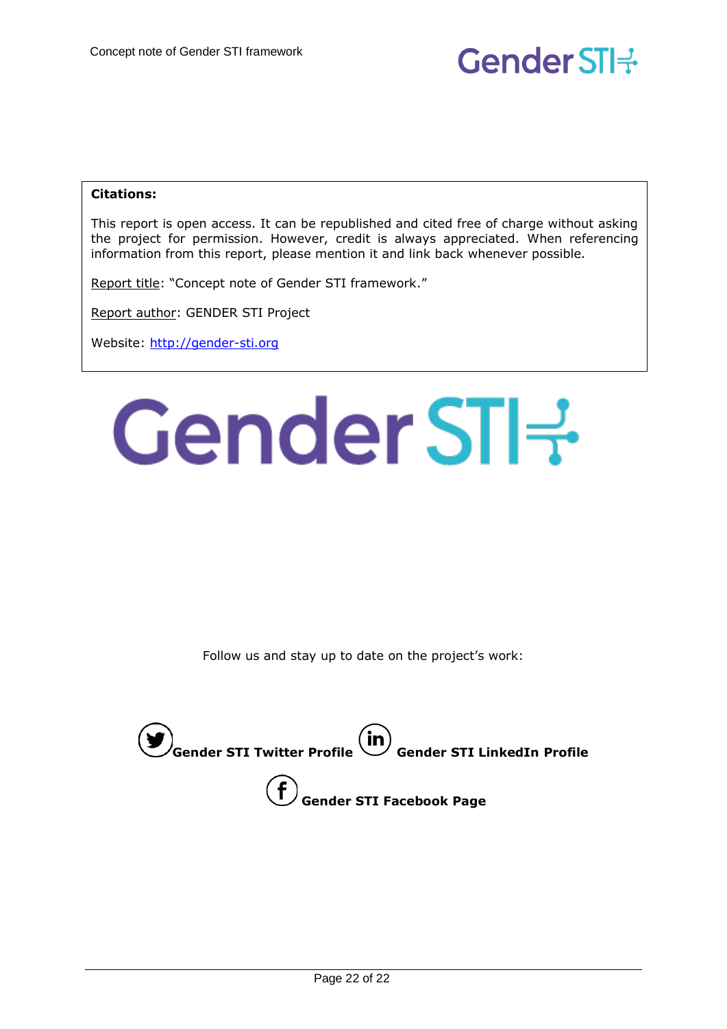**Citations:**

This report is open access. It can be republished and cited free of charge without asking the project for permission. However, credit is always appreciated. When referencing information from this report, please mention it and link back whenever possible.

Report title: "Concept note of Gender STI framework."

Report author: GENDER STI Project

Website: http://gender-sti.org

Gender STI

Follow us and stay up to date on the project's work:

**Gender STI Twitter Profile** **Gender STI LinkedIn Profile**

**Gender STI Facebook Page**